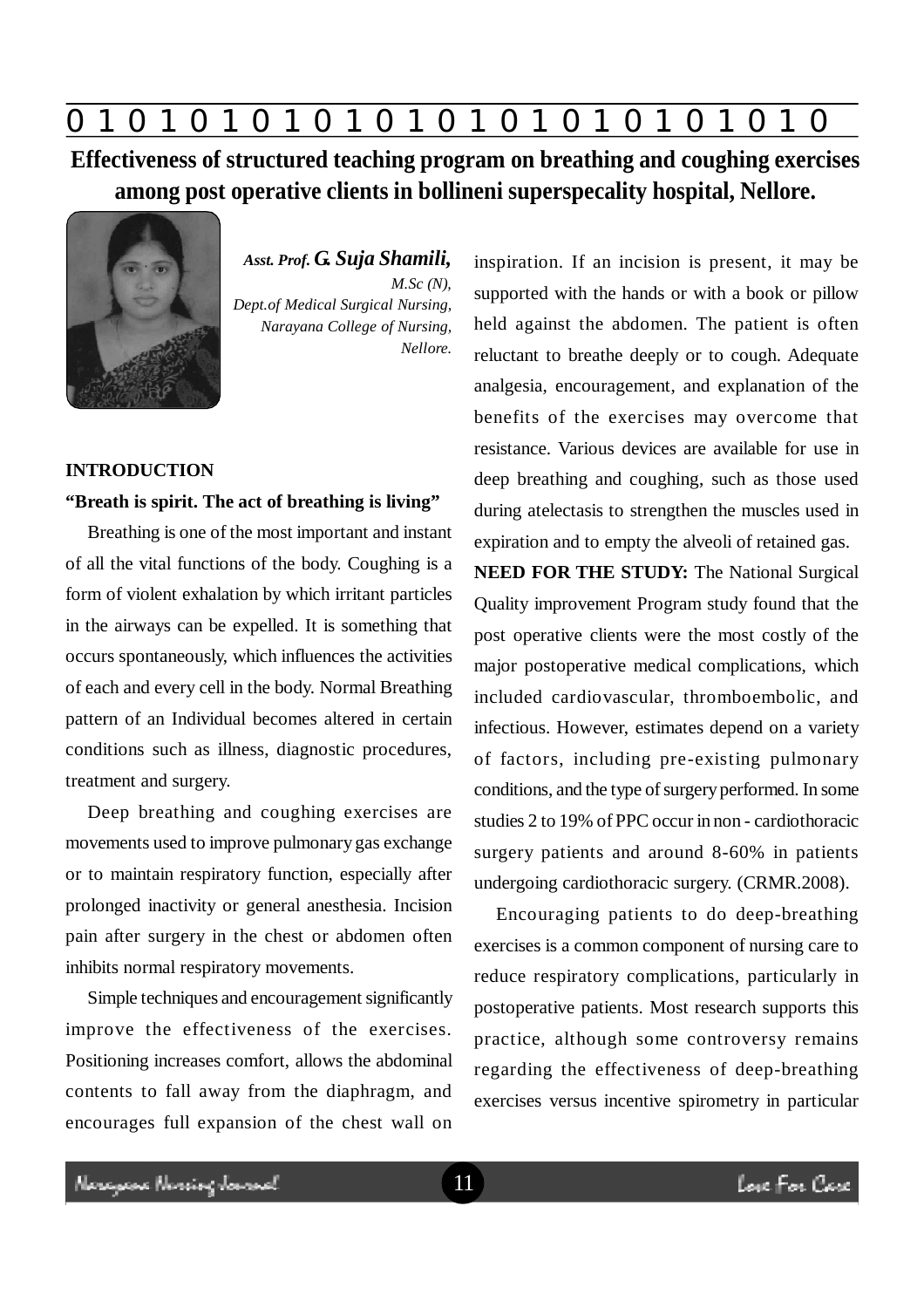# Effectiveness of structured teaching program on breathing and coughing exercises among post operative clients in bollineni superspecality hospital, Nellore.

***Asst. Prof. G. Suja Shamili,***
*M.Sc (N),*
*Dept.of Medical Surgical Nursing,*
*Narayana College of Nursing,*
*Nellore.*

## INTRODUCTION

**"Breath is spirit. The act of breathing is living"**

Breathing is one of the most important and instant of all the vital functions of the body. Coughing is a form of violent exhalation by which irritant particles in the airways can be expelled. It is something that occurs spontaneously, which influences the activities of each and every cell in the body. Normal Breathing pattern of an Individual becomes altered in certain conditions such as illness, diagnostic procedures, treatment and surgery.

Deep breathing and coughing exercises are movements used to improve pulmonary gas exchange or to maintain respiratory function, especially after prolonged inactivity or general anesthesia. Incision pain after surgery in the chest or abdomen often inhibits normal respiratory movements.

Simple techniques and encouragement significantly improve the effectiveness of the exercises. Positioning increases comfort, allows the abdominal contents to fall away from the diaphragm, and encourages full expansion of the chest wall on inspiration. If an incision is present, it may be supported with the hands or with a book or pillow held against the abdomen. The patient is often reluctant to breathe deeply or to cough. Adequate analgesia, encouragement, and explanation of the benefits of the exercises may overcome that resistance. Various devices are available for use in deep breathing and coughing, such as those used during atelectasis to strengthen the muscles used in expiration and to empty the alveoli of retained gas.

**NEED FOR THE STUDY:** The National Surgical Quality improvement Program study found that the post operative clients were the most costly of the major postoperative medical complications, which included cardiovascular, thromboembolic, and infectious. However, estimates depend on a variety of factors, including pre-existing pulmonary conditions, and the type of surgery performed. In some studies 2 to 19% of PPC occur in non - cardiothoracic surgery patients and around 8-60% in patients undergoing cardiothoracic surgery. (CRMR.2008).

Encouraging patients to do deep-breathing exercises is a common component of nursing care to reduce respiratory complications, particularly in postoperative patients. Most research supports this practice, although some controversy remains regarding the effectiveness of deep-breathing exercises versus incentive spirometry in particular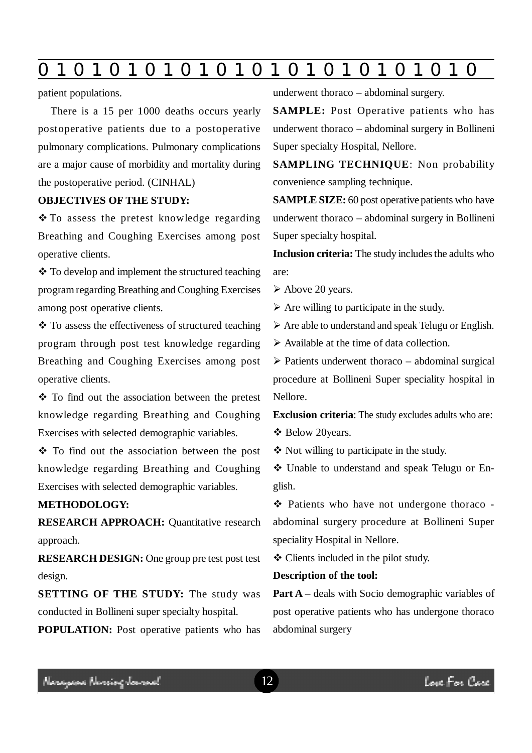patient populations.

There is a 15 per 1000 deaths occurs yearly postoperative patients due to a postoperative pulmonary complications. Pulmonary complications are a major cause of morbidity and mortality during the postoperative period. (CINHAL)

**OBJECTIVES OF THE STUDY:**

❖ To assess the pretest knowledge regarding Breathing and Coughing Exercises among post operative clients.

❖ To develop and implement the structured teaching program regarding Breathing and Coughing Exercises among post operative clients.

❖ To assess the effectiveness of structured teaching program through post test knowledge regarding Breathing and Coughing Exercises among post operative clients.

❖ To find out the association between the pretest knowledge regarding Breathing and Coughing Exercises with selected demographic variables.

❖ To find out the association between the post knowledge regarding Breathing and Coughing Exercises with selected demographic variables.

**METHODOLOGY:**

**RESEARCH APPROACH:** Quantitative research approach.

**RESEARCH DESIGN:** One group pre test post test design.

**SETTING OF THE STUDY:** The study was conducted in Bollineni super specialty hospital.

**POPULATION:** Post operative patients who has underwent thoraco – abdominal surgery.

**SAMPLE:** Post Operative patients who has underwent thoraco – abdominal surgery in Bollineni Super specialty Hospital, Nellore.

**SAMPLING TECHNIQUE**: Non probability convenience sampling technique.

**SAMPLE SIZE:** 60 post operative patients who have underwent thoraco – abdominal surgery in Bollineni Super specialty hospital.

**Inclusion criteria:** The study includes the adults who are:

- Above 20 years.
- Are willing to participate in the study.
- Are able to understand and speak Telugu or English.
- Available at the time of data collection.
- Patients underwent thoraco – abdominal surgical procedure at Bollineni Super speciality hospital in Nellore.

**Exclusion criteria**: The study excludes adults who are:

❖ Below 20years.

❖ Not willing to participate in the study.

❖ Unable to understand and speak Telugu or English.

❖ Patients who have not undergone thoraco - abdominal surgery procedure at Bollineni Super speciality Hospital in Nellore.

❖ Clients included in the pilot study.

**Description of the tool:**

**Part A** – deals with Socio demographic variables of post operative patients who has undergone thoraco abdominal surgery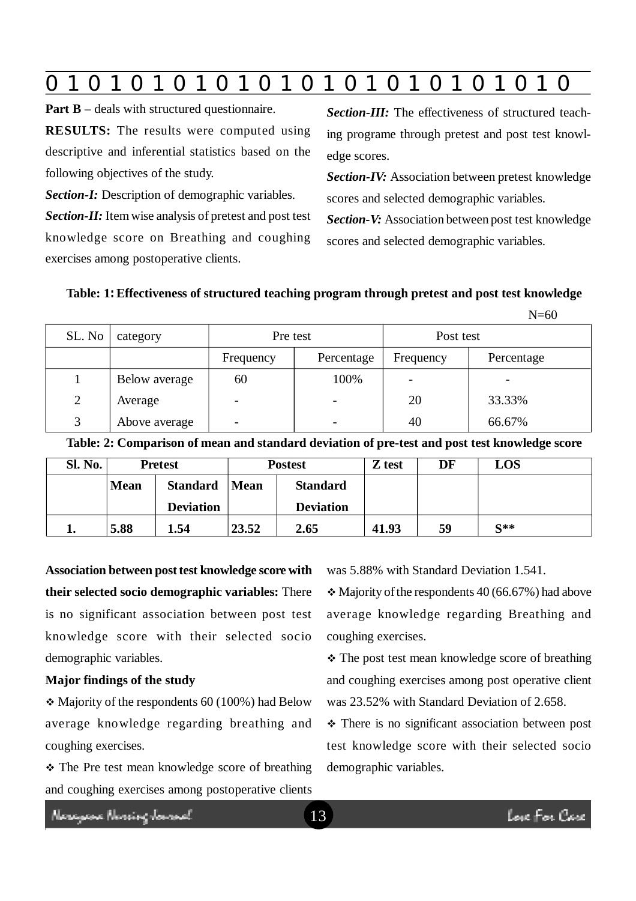**Part B** – deals with structured questionnaire.

**RESULTS:** The results were computed using descriptive and inferential statistics based on the following objectives of the study.

***Section-I:*** Description of demographic variables.

***Section-II:*** Item wise analysis of pretest and post test knowledge score on Breathing and coughing exercises among postoperative clients.

***Section-III:*** The effectiveness of structured teaching programe through pretest and post test knowledge scores.

***Section-IV:*** Association between pretest knowledge scores and selected demographic variables.

***Section-V:*** Association between post test knowledge scores and selected demographic variables.

**Table: 1: Effectiveness of structured teaching program through pretest and post test knowledge**

N=60

| SL. No | category | Pre test | | Post test | |
|---|---|---|---|---|---|
| | | Frequency | Percentage | Frequency | Percentage |
| 1 | Below average | 60 | 100% | - | - |
| 2 | Average | - | - | 20 | 33.33% |
| 3 | Above average | - | - | 40 | 66.67% |

**Table: 2: Comparison of mean and standard deviation of pre-test and post test knowledge score**

| Sl. No. | Pretest | | Postest | | Z test | DF | LOS |
|---|---|---|---|---|---|---|---|
| | Mean | Standard Deviation | Mean | Standard Deviation | | | |
| 1. | 5.88 | 1.54 | 23.52 | 2.65 | 41.93 | 59 | S** |

**Association between post test knowledge score with their selected socio demographic variables:** There is no significant association between post test knowledge score with their selected socio demographic variables.

**Major findings of the study**

- Majority of the respondents 60 (100%) had Below average knowledge regarding breathing and coughing exercises.
- The Pre test mean knowledge score of breathing and coughing exercises among postoperative clients was 5.88% with Standard Deviation 1.541.
- Majority of the respondents 40 (66.67%) had above average knowledge regarding Breathing and coughing exercises.
- The post test mean knowledge score of breathing and coughing exercises among post operative client was 23.52% with Standard Deviation of 2.658.
- There is no significant association between post test knowledge score with their selected socio demographic variables.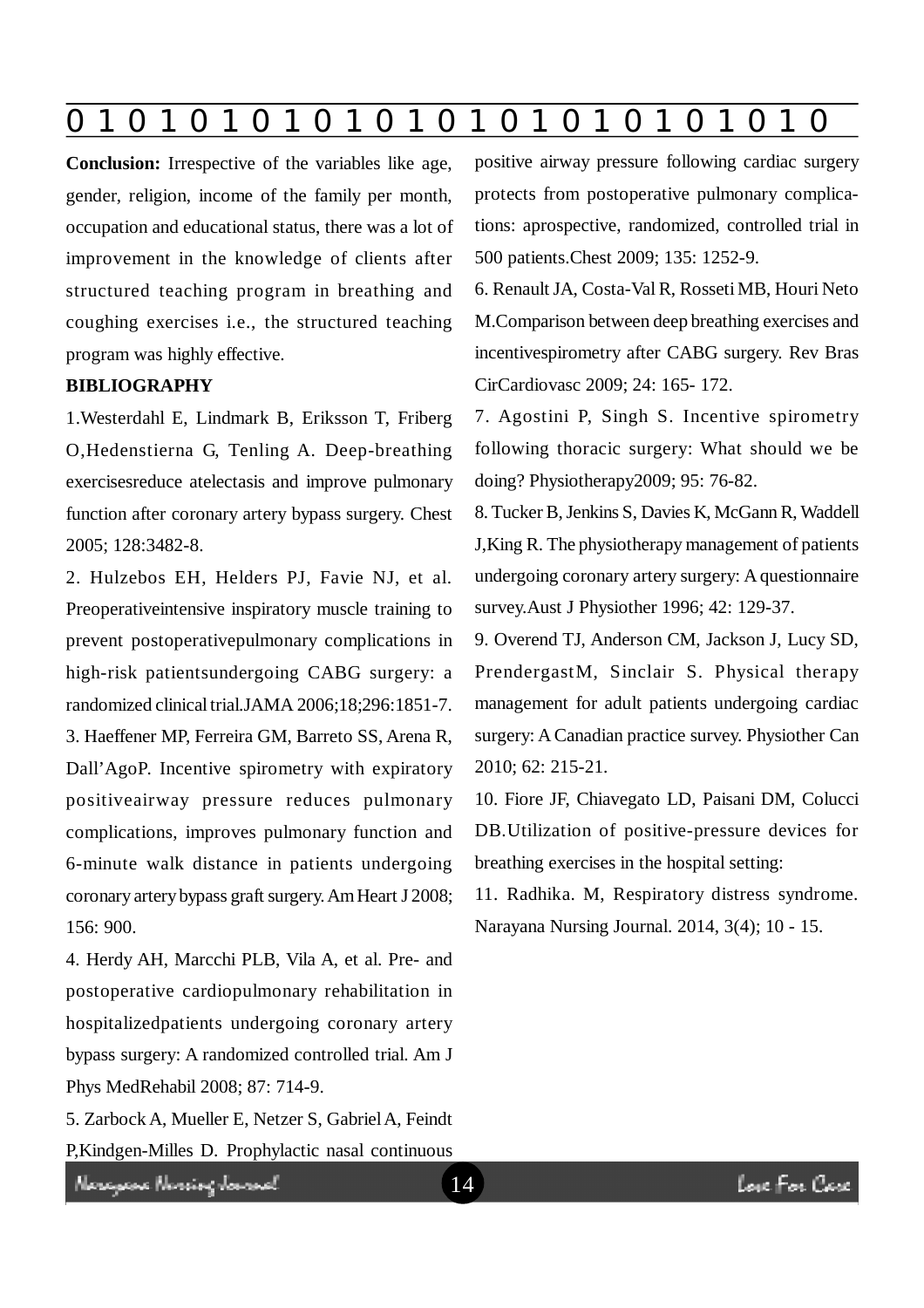**Conclusion:** Irrespective of the variables like age, gender, religion, income of the family per month, occupation and educational status, there was a lot of improvement in the knowledge of clients after structured teaching program in breathing and coughing exercises i.e., the structured teaching program was highly effective.

**BIBLIOGRAPHY**

1.Westerdahl E, Lindmark B, Eriksson T, Friberg O,Hedenstierna G, Tenling A. Deep-breathing exercisesreduce atelectasis and improve pulmonary function after coronary artery bypass surgery. Chest 2005; 128:3482-8.

2. Hulzebos EH, Helders PJ, Favie NJ, et al. Preoperativeintensive inspiratory muscle training to prevent postoperativepulmonary complications in high-risk patientsundergoing CABG surgery: a randomized clinical trial.JAMA 2006;18;296:1851-7.

3. Haeffener MP, Ferreira GM, Barreto SS, Arena R, Dall'AgoP. Incentive spirometry with expiratory positiveairway pressure reduces pulmonary complications, improves pulmonary function and 6-minute walk distance in patients undergoing coronary artery bypass graft surgery. Am Heart J 2008; 156: 900.

4. Herdy AH, Marcchi PLB, Vila A, et al. Pre- and postoperative cardiopulmonary rehabilitation in hospitalizedpatients undergoing coronary artery bypass surgery: A randomized controlled trial. Am J Phys MedRehabil 2008; 87: 714-9.

5. Zarbock A, Mueller E, Netzer S, Gabriel A, Feindt P,Kindgen-Milles D. Prophylactic nasal continuous positive airway pressure following cardiac surgery protects from postoperative pulmonary complications: aprospective, randomized, controlled trial in 500 patients.Chest 2009; 135: 1252-9.

6. Renault JA, Costa-Val R, Rosseti MB, Houri Neto M.Comparison between deep breathing exercises and incentivespirometry after CABG surgery. Rev Bras CirCardiovasc 2009; 24: 165- 172.

7. Agostini P, Singh S. Incentive spirometry following thoracic surgery: What should we be doing? Physiotherapy2009; 95: 76-82.

8. Tucker B, Jenkins S, Davies K, McGann R, Waddell J,King R. The physiotherapy management of patients undergoing coronary artery surgery: A questionnaire survey.Aust J Physiother 1996; 42: 129-37.

9. Overend TJ, Anderson CM, Jackson J, Lucy SD, PrendergastM, Sinclair S. Physical therapy management for adult patients undergoing cardiac surgery: A Canadian practice survey. Physiother Can 2010; 62: 215-21.

10. Fiore JF, Chiavegato LD, Paisani DM, Colucci DB.Utilization of positive-pressure devices for breathing exercises in the hospital setting:

11. Radhika. M, Respiratory distress syndrome. Narayana Nursing Journal. 2014, 3(4); 10 - 15.